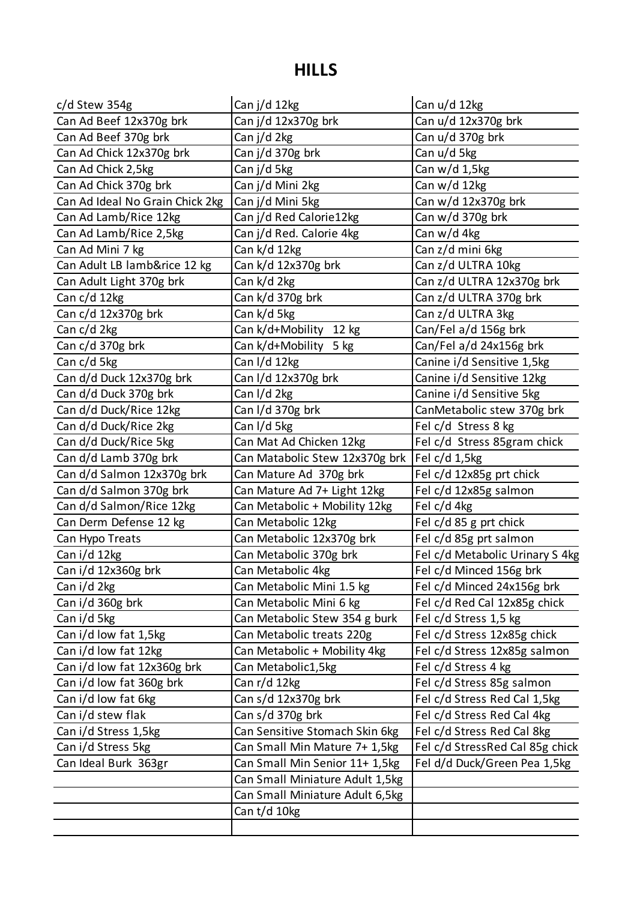# HILLS

| | | |
|---|---|---|
| c/d Stew 354g | Can j/d 12kg | Can u/d 12kg |
| Can Ad Beef 12x370g brk | Can j/d 12x370g brk | Can u/d 12x370g brk |
| Can Ad Beef 370g brk | Can j/d 2kg | Can u/d 370g brk |
| Can Ad Chick 12x370g brk | Can j/d 370g brk | Can u/d 5kg |
| Can Ad Chick 2,5kg | Can j/d 5kg | Can w/d 1,5kg |
| Can Ad Chick 370g brk | Can j/d Mini 2kg | Can w/d 12kg |
| Can Ad Ideal No Grain Chick 2kg | Can j/d Mini 5kg | Can w/d 12x370g brk |
| Can Ad Lamb/Rice 12kg | Can j/d Red Calorie12kg | Can w/d 370g brk |
| Can Ad Lamb/Rice 2,5kg | Can j/d Red. Calorie 4kg | Can w/d 4kg |
| Can Ad Mini 7 kg | Can k/d 12kg | Can z/d mini 6kg |
| Can Adult LB lamb&rice 12 kg | Can k/d 12x370g brk | Can z/d ULTRA 10kg |
| Can Adult Light 370g brk | Can k/d 2kg | Can z/d ULTRA 12x370g brk |
| Can c/d 12kg | Can k/d 370g brk | Can z/d ULTRA 370g brk |
| Can c/d 12x370g brk | Can k/d 5kg | Can z/d ULTRA 3kg |
| Can c/d 2kg | Can k/d+Mobility 12 kg | Can/Fel a/d 156g brk |
| Can c/d 370g brk | Can k/d+Mobility 5 kg | Can/Fel a/d 24x156g brk |
| Can c/d 5kg | Can l/d 12kg | Canine i/d Sensitive 1,5kg |
| Can d/d Duck 12x370g brk | Can l/d 12x370g brk | Canine i/d Sensitive 12kg |
| Can d/d Duck 370g brk | Can l/d 2kg | Canine i/d Sensitive 5kg |
| Can d/d Duck/Rice 12kg | Can l/d 370g brk | CanMetabolic stew 370g brk |
| Can d/d Duck/Rice 2kg | Can l/d 5kg | Fel c/d Stress 8 kg |
| Can d/d Duck/Rice 5kg | Can Mat Ad Chicken 12kg | Fel c/d Stress 85gram chick |
| Can d/d Lamb 370g brk | Can Matabolic Stew 12x370g brk | Fel c/d 1,5kg |
| Can d/d Salmon 12x370g brk | Can Mature Ad 370g brk | Fel c/d 12x85g prt chick |
| Can d/d Salmon 370g brk | Can Mature Ad 7+ Light 12kg | Fel c/d 12x85g salmon |
| Can d/d Salmon/Rice 12kg | Can Metabolic + Mobility 12kg | Fel c/d 4kg |
| Can Derm Defense 12 kg | Can Metabolic 12kg | Fel c/d 85 g prt chick |
| Can Hypo Treats | Can Metabolic 12x370g brk | Fel c/d 85g prt salmon |
| Can i/d 12kg | Can Metabolic 370g brk | Fel c/d Metabolic Urinary S 4kg |
| Can i/d 12x360g brk | Can Metabolic 4kg | Fel c/d Minced 156g brk |
| Can i/d 2kg | Can Metabolic Mini 1.5 kg | Fel c/d Minced 24x156g brk |
| Can i/d 360g brk | Can Metabolic Mini 6 kg | Fel c/d Red Cal 12x85g chick |
| Can i/d 5kg | Can Metabolic Stew 354 g burk | Fel c/d Stress 1,5 kg |
| Can i/d low fat 1,5kg | Can Metabolic treats 220g | Fel c/d Stress 12x85g chick |
| Can i/d low fat 12kg | Can Metabolic + Mobility 4kg | Fel c/d Stress 12x85g salmon |
| Can i/d low fat 12x360g brk | Can Metabolic1,5kg | Fel c/d Stress 4 kg |
| Can i/d low fat 360g brk | Can r/d 12kg | Fel c/d Stress 85g salmon |
| Can i/d low fat 6kg | Can s/d 12x370g brk | Fel c/d Stress Red Cal 1,5kg |
| Can i/d stew flak | Can s/d 370g brk | Fel c/d Stress Red Cal 4kg |
| Can i/d Stress 1,5kg | Can Sensitive Stomach Skin 6kg | Fel c/d Stress Red Cal 8kg |
| Can i/d Stress 5kg | Can Small Min Mature 7+ 1,5kg | Fel c/d StressRed Cal 85g chick |
| Can Ideal Burk 363gr | Can Small Min Senior 11+ 1,5kg | Fel d/d Duck/Green Pea 1,5kg |
| | Can Small Miniature Adult 1,5kg | |
| | Can Small Miniature Adult 6,5kg | |
| | Can t/d 10kg | |
| | | |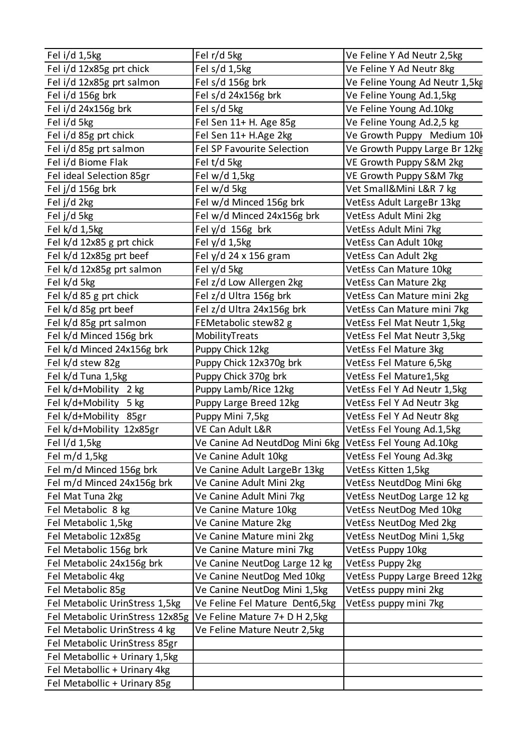| | | |
|---|---|---|
| Fel i/d 1,5kg | Fel r/d 5kg | Ve Feline Y Ad Neutr 2,5kg |
| Fel i/d 12x85g prt chick | Fel s/d 1,5kg | Ve Feline Y Ad Neutr 8kg |
| Fel i/d 12x85g prt salmon | Fel s/d 156g brk | Ve Feline Young Ad Neutr 1,5kg |
| Fel i/d 156g brk | Fel s/d 24x156g brk | Ve Feline Young Ad.1,5kg |
| Fel i/d 24x156g brk | Fel s/d 5kg | Ve Feline Young Ad.10kg |
| Fel i/d 5kg | Fel Sen 11+ H. Age 85g | Ve Feline Young Ad.2,5 kg |
| Fel i/d 85g prt chick | Fel Sen 11+ H.Age 2kg | Ve Growth Puppy Medium 10k |
| Fel i/d 85g prt salmon | Fel SP Favourite Selection | Ve Growth Puppy Large Br 12kg |
| Fel i/d Biome Flak | Fel t/d 5kg | VE Growth Puppy S&M 2kg |
| Fel ideal Selection 85gr | Fel w/d 1,5kg | VE Growth Puppy S&M 7kg |
| Fel j/d 156g brk | Fel w/d 5kg | Vet Small&Mini L&R 7 kg |
| Fel j/d 2kg | Fel w/d Minced 156g brk | VetEss Adult LargeBr 13kg |
| Fel j/d 5kg | Fel w/d Minced 24x156g brk | VetEss Adult Mini 2kg |
| Fel k/d 1,5kg | Fel y/d 156g brk | VetEss Adult Mini 7kg |
| Fel k/d 12x85 g prt chick | Fel y/d 1,5kg | VetEss Can Adult 10kg |
| Fel k/d 12x85g prt beef | Fel y/d 24 x 156 gram | VetEss Can Adult 2kg |
| Fel k/d 12x85g prt salmon | Fel y/d 5kg | VetEss Can Mature 10kg |
| Fel k/d 5kg | Fel z/d Low Allergen 2kg | VetEss Can Mature 2kg |
| Fel k/d 85 g prt chick | Fel z/d Ultra 156g brk | VetEss Can Mature mini 2kg |
| Fel k/d 85g prt beef | Fel z/d Ultra 24x156g brk | VetEss Can Mature mini 7kg |
| Fel k/d 85g prt salmon | FEMetabolic stew82 g | VetEss Fel Mat Neutr 1,5kg |
| Fel k/d Minced 156g brk | MobilityTreats | VetEss Fel Mat Neutr 3,5kg |
| Fel k/d Minced 24x156g brk | Puppy Chick 12kg | VetEss Fel Mature 3kg |
| Fel k/d stew 82g | Puppy Chick 12x370g brk | VetEss Fel Mature 6,5kg |
| Fel k/d Tuna 1,5kg | Puppy Chick 370g brk | VetEss Fel Mature1,5kg |
| Fel k/d+Mobility 2 kg | Puppy Lamb/Rice 12kg | VetEss Fel Y Ad Neutr 1,5kg |
| Fel k/d+Mobility 5 kg | Puppy Large Breed 12kg | VetEss Fel Y Ad Neutr 3kg |
| Fel k/d+Mobility 85gr | Puppy Mini 7,5kg | VetEss Fel Y Ad Neutr 8kg |
| Fel k/d+Mobility 12x85gr | VE Can Adult L&R | VetEss Fel Young Ad.1,5kg |
| Fel l/d 1,5kg | Ve Canine Ad NeutdDog Mini 6kg | VetEss Fel Young Ad.10kg |
| Fel m/d 1,5kg | Ve Canine Adult 10kg | VetEss Fel Young Ad.3kg |
| Fel m/d Minced 156g brk | Ve Canine Adult LargeBr 13kg | VetEss Kitten 1,5kg |
| Fel m/d Minced 24x156g brk | Ve Canine Adult Mini 2kg | VetEss NeutdDog Mini 6kg |
| Fel Mat Tuna 2kg | Ve Canine Adult Mini 7kg | VetEss NeutDog Large 12 kg |
| Fel Metabolic 8 kg | Ve Canine Mature 10kg | VetEss NeutDog Med 10kg |
| Fel Metabolic 1,5kg | Ve Canine Mature 2kg | VetEss NeutDog Med 2kg |
| Fel Metabolic 12x85g | Ve Canine Mature mini 2kg | VetEss NeutDog Mini 1,5kg |
| Fel Metabolic 156g brk | Ve Canine Mature mini 7kg | VetEss Puppy 10kg |
| Fel Metabolic 24x156g brk | Ve Canine NeutDog Large 12 kg | VetEss Puppy 2kg |
| Fel Metabolic 4kg | Ve Canine NeutDog Med 10kg | VetEss Puppy Large Breed 12kg |
| Fel Metabolic 85g | Ve Canine NeutDog Mini 1,5kg | VetEss puppy mini 2kg |
| Fel Metabolic UrinStress 1,5kg | Ve Feline Fel Mature Dent6,5kg | VetEss puppy mini 7kg |
| Fel Metabolic UrinStress 12x85g | Ve Feline Mature 7+ D H 2,5kg | |
| Fel Metabolic UrinStress 4 kg | Ve Feline Mature Neutr 2,5kg | |
| Fel Metabolic UrinStress 85gr | | |
| Fel Metabollic + Urinary 1,5kg | | |
| Fel Metabollic + Urinary 4kg | | |
| Fel Metabollic + Urinary 85g | | |